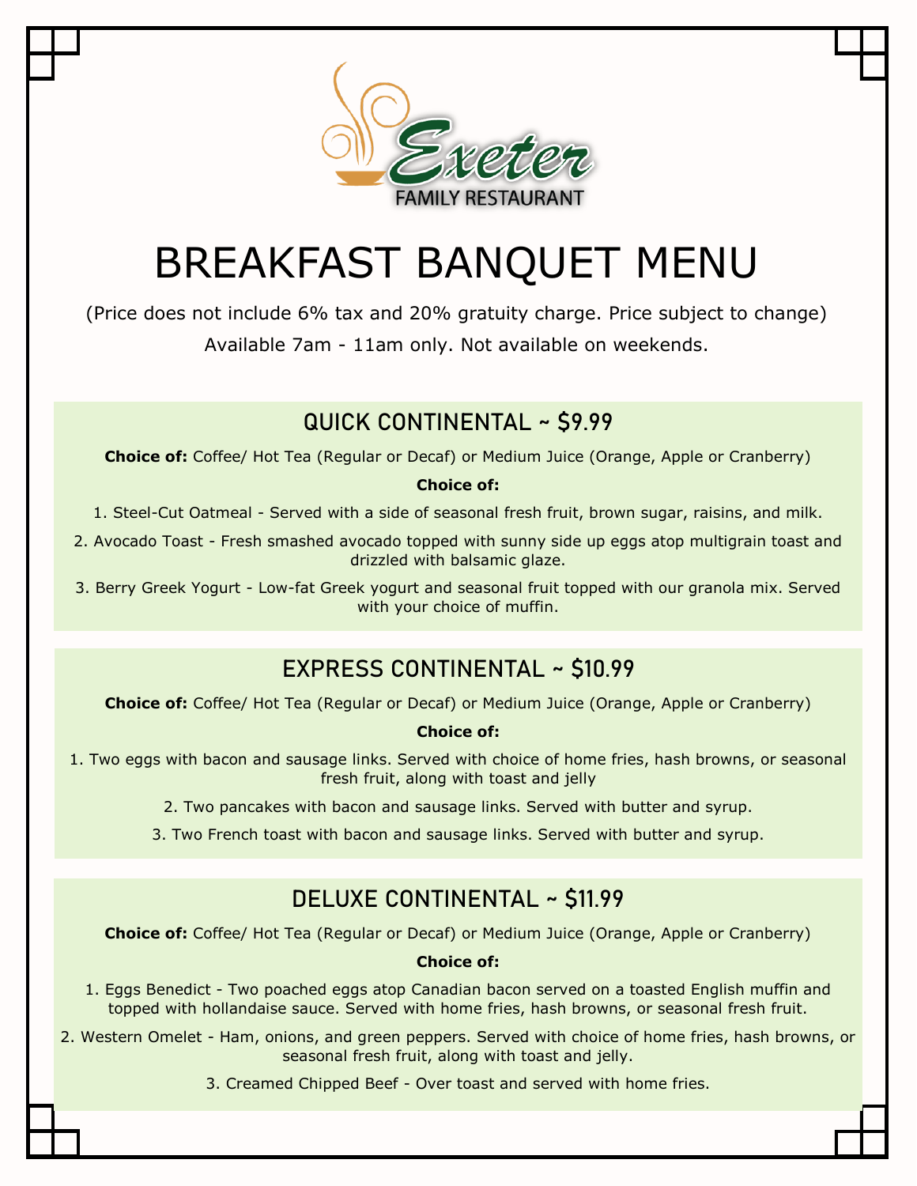Exeter

FAMILY RESTAURANT

# BREAKFAST BANQUET MENU

(Price does not include 6% tax and 20% gratuity charge. Price subject to change)

Available 7am - 11am only. Not available on weekends.

## QUICK CONTINENTAL ~ $9.99

**Choice of:** Coffee/ Hot Tea (Regular or Decaf) or Medium Juice (Orange, Apple or Cranberry)

**Choice of:**

1. Steel-Cut Oatmeal - Served with a side of seasonal fresh fruit, brown sugar, raisins, and milk.
2. Avocado Toast - Fresh smashed avocado topped with sunny side up eggs atop multigrain toast and drizzled with balsamic glaze.
3. Berry Greek Yogurt - Low-fat Greek yogurt and seasonal fruit topped with our granola mix. Served with your choice of muffin.

## EXPRESS CONTINENTAL ~ $10.99

**Choice of:** Coffee/ Hot Tea (Regular or Decaf) or Medium Juice (Orange, Apple or Cranberry)

**Choice of:**

1. Two eggs with bacon and sausage links. Served with choice of home fries, hash browns, or seasonal fresh fruit, along with toast and jelly
2. Two pancakes with bacon and sausage links. Served with butter and syrup.
3. Two French toast with bacon and sausage links. Served with butter and syrup.

## DELUXE CONTINENTAL ~ $11.99

**Choice of:** Coffee/ Hot Tea (Regular or Decaf) or Medium Juice (Orange, Apple or Cranberry)

**Choice of:**

1. Eggs Benedict - Two poached eggs atop Canadian bacon served on a toasted English muffin and topped with hollandaise sauce. Served with home fries, hash browns, or seasonal fresh fruit.
2. Western Omelet - Ham, onions, and green peppers. Served with choice of home fries, hash browns, or seasonal fresh fruit, along with toast and jelly.
3. Creamed Chipped Beef - Over toast and served with home fries.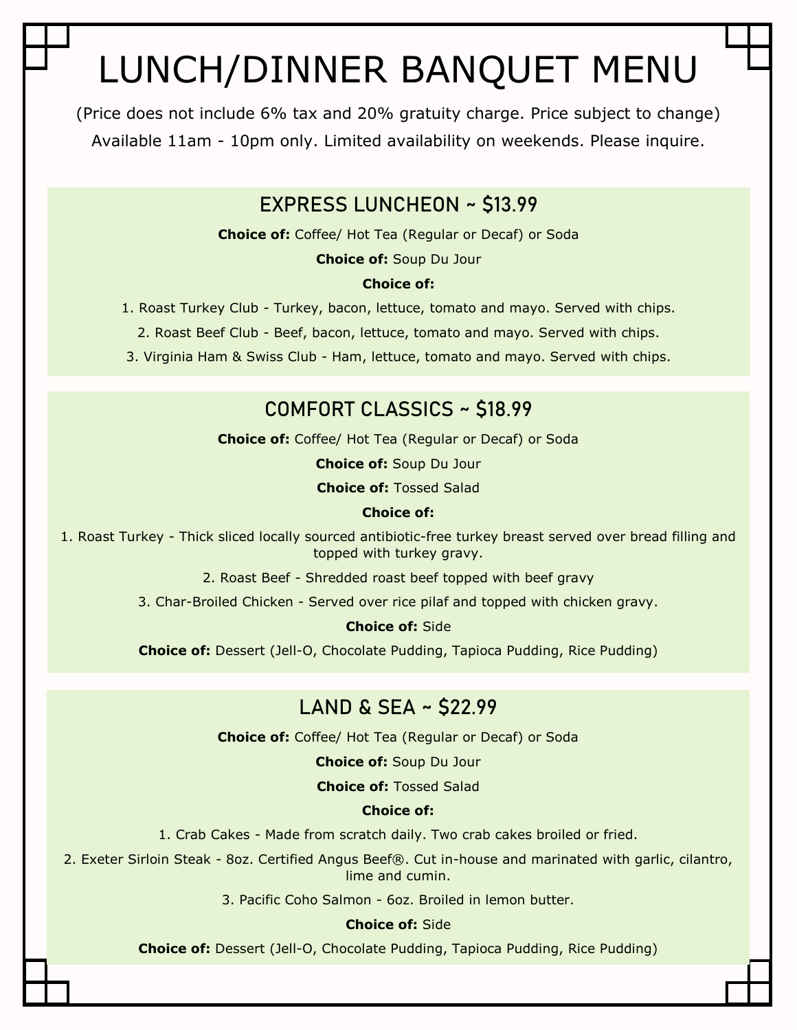# LUNCH/DINNER BANQUET MENU

(Price does not include 6% tax and 20% gratuity charge. Price subject to change)

Available 11am - 10pm only. Limited availability on weekends. Please inquire.

## EXPRESS LUNCHEON ~ $13.99

**Choice of:** Coffee/ Hot Tea (Regular or Decaf) or Soda

**Choice of:** Soup Du Jour

**Choice of:**

1. Roast Turkey Club - Turkey, bacon, lettuce, tomato and mayo. Served with chips.
2. Roast Beef Club - Beef, bacon, lettuce, tomato and mayo. Served with chips.
3. Virginia Ham & Swiss Club - Ham, lettuce, tomato and mayo. Served with chips.

## COMFORT CLASSICS ~ $18.99

**Choice of:** Coffee/ Hot Tea (Regular or Decaf) or Soda

**Choice of:** Soup Du Jour

**Choice of:** Tossed Salad

**Choice of:**

1. Roast Turkey - Thick sliced locally sourced antibiotic-free turkey breast served over bread filling and topped with turkey gravy.
2. Roast Beef - Shredded roast beef topped with beef gravy
3. Char-Broiled Chicken - Served over rice pilaf and topped with chicken gravy.

**Choice of:** Side

**Choice of:** Dessert (Jell-O, Chocolate Pudding, Tapioca Pudding, Rice Pudding)

## LAND & SEA ~ $22.99

**Choice of:** Coffee/ Hot Tea (Regular or Decaf) or Soda

**Choice of:** Soup Du Jour

**Choice of:** Tossed Salad

**Choice of:**

1. Crab Cakes - Made from scratch daily. Two crab cakes broiled or fried.
2. Exeter Sirloin Steak - 8oz. Certified Angus Beef®. Cut in-house and marinated with garlic, cilantro, lime and cumin.
3. Pacific Coho Salmon - 6oz. Broiled in lemon butter.

**Choice of:** Side

**Choice of:** Dessert (Jell-O, Chocolate Pudding, Tapioca Pudding, Rice Pudding)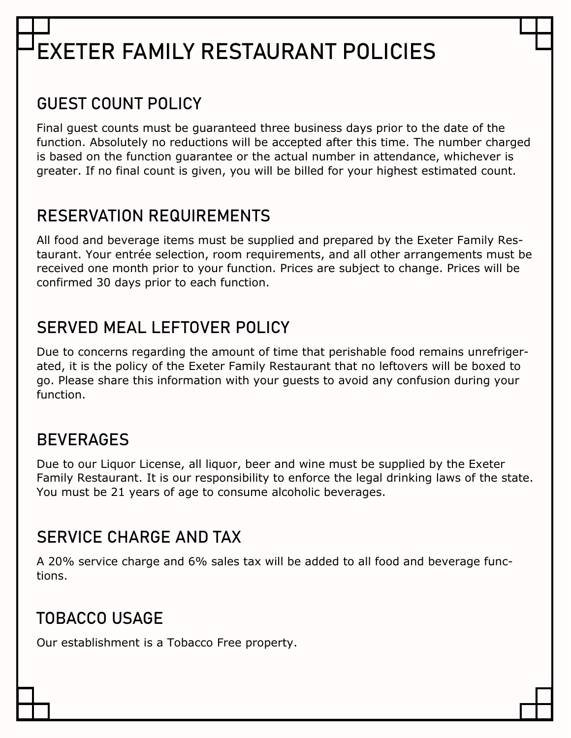# EXETER FAMILY RESTAURANT POLICIES

## GUEST COUNT POLICY

Final guest counts must be guaranteed three business days prior to the date of the function. Absolutely no reductions will be accepted after this time. The number charged is based on the function guarantee or the actual number in attendance, whichever is greater. If no final count is given, you will be billed for your highest estimated count.

## RESERVATION REQUIREMENTS

All food and beverage items must be supplied and prepared by the Exeter Family Restaurant. Your entrée selection, room requirements, and all other arrangements must be received one month prior to your function. Prices are subject to change. Prices will be confirmed 30 days prior to each function.

## SERVED MEAL LEFTOVER POLICY

Due to concerns regarding the amount of time that perishable food remains unrefrigerated, it is the policy of the Exeter Family Restaurant that no leftovers will be boxed to go. Please share this information with your guests to avoid any confusion during your function.

## BEVERAGES

Due to our Liquor License, all liquor, beer and wine must be supplied by the Exeter Family Restaurant. It is our responsibility to enforce the legal drinking laws of the state. You must be 21 years of age to consume alcoholic beverages.

## SERVICE CHARGE AND TAX

A 20% service charge and 6% sales tax will be added to all food and beverage functions.

## TOBACCO USAGE

Our establishment is a Tobacco Free property.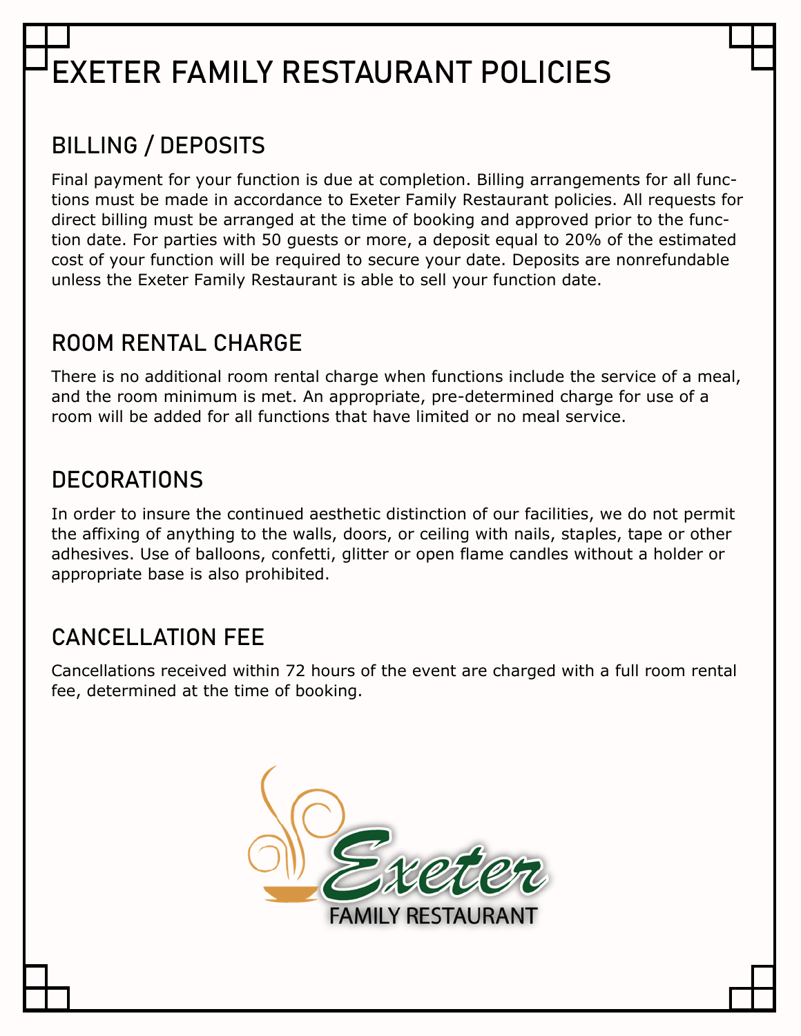# EXETER FAMILY RESTAURANT POLICIES

## BILLING / DEPOSITS

Final payment for your function is due at completion. Billing arrangements for all functions must be made in accordance to Exeter Family Restaurant policies. All requests for direct billing must be arranged at the time of booking and approved prior to the function date. For parties with 50 guests or more, a deposit equal to 20% of the estimated cost of your function will be required to secure your date. Deposits are nonrefundable unless the Exeter Family Restaurant is able to sell your function date.

## ROOM RENTAL CHARGE

There is no additional room rental charge when functions include the service of a meal, and the room minimum is met. An appropriate, pre-determined charge for use of a room will be added for all functions that have limited or no meal service.

## DECORATIONS

In order to insure the continued aesthetic distinction of our facilities, we do not permit the affixing of anything to the walls, doors, or ceiling with nails, staples, tape or other adhesives. Use of balloons, confetti, glitter or open flame candles without a holder or appropriate base is also prohibited.

## CANCELLATION FEE

Cancellations received within 72 hours of the event are charged with a full room rental fee, determined at the time of booking.

Exeter
FAMILY RESTAURANT